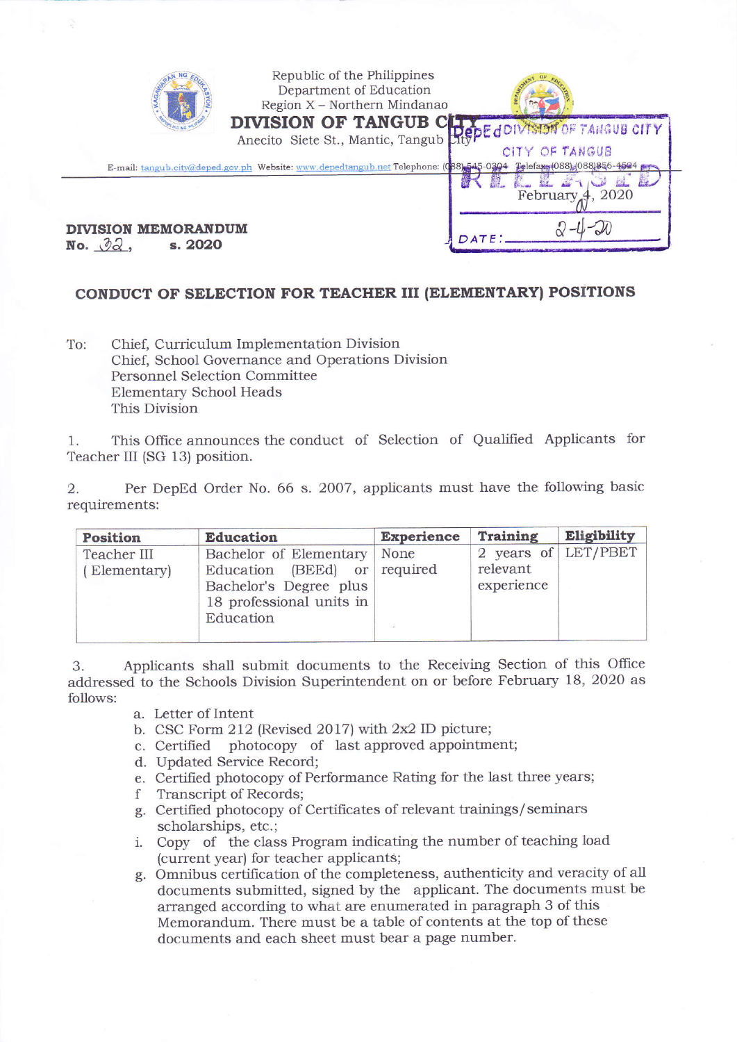Republic of the Philippines
Department of Education
Region X – Northern Mindanao
**DIVISION OF TANGUB CITY**
Anecito Siete St., Mantic, Tangub City

E-mail: tangub.city@deped.gov.ph Website: www.depedtangub.net Telephone: (088) 545-0304 Telefax: (088) (088)856-4584

DepEd DIVISION OF TANGUB CITY
CITY OF TANGUB
RELEASED
DATE: 2-4-20

February 4, 2020

**DIVISION MEMORANDUM**
**No. 32, s. 2020**

**CONDUCT OF SELECTION FOR TEACHER III (ELEMENTARY) POSITIONS**

To: Chief, Curriculum Implementation Division
Chief, School Governance and Operations Division
Personnel Selection Committee
Elementary School Heads
This Division

1. This Office announces the conduct of Selection of Qualified Applicants for Teacher III (SG 13) position.

2. Per DepEd Order No. 66 s. 2007, applicants must have the following basic requirements:

| Position | Education | Experience | Training | Eligibility |
|---|---|---|---|---|
| Teacher III ( Elementary) | Bachelor of Elementary Education (BEEd) or Bachelor's Degree plus 18 professional units in Education | None required | 2 years of relevant experience | LET/PBET |

3. Applicants shall submit documents to the Receiving Section of this Office addressed to the Schools Division Superintendent on or before February 18, 2020 as follows:

a. Letter of Intent
b. CSC Form 212 (Revised 2017) with 2x2 ID picture;
c. Certified photocopy of last approved appointment;
d. Updated Service Record;
e. Certified photocopy of Performance Rating for the last three years;
f Transcript of Records;
g. Certified photocopy of Certificates of relevant trainings/seminars scholarships, etc.;
i. Copy of the class Program indicating the number of teaching load (current year) for teacher applicants;
g. Omnibus certification of the completeness, authenticity and veracity of all documents submitted, signed by the applicant. The documents must be arranged according to what are enumerated in paragraph 3 of this Memorandum. There must be a table of contents at the top of these documents and each sheet must bear a page number.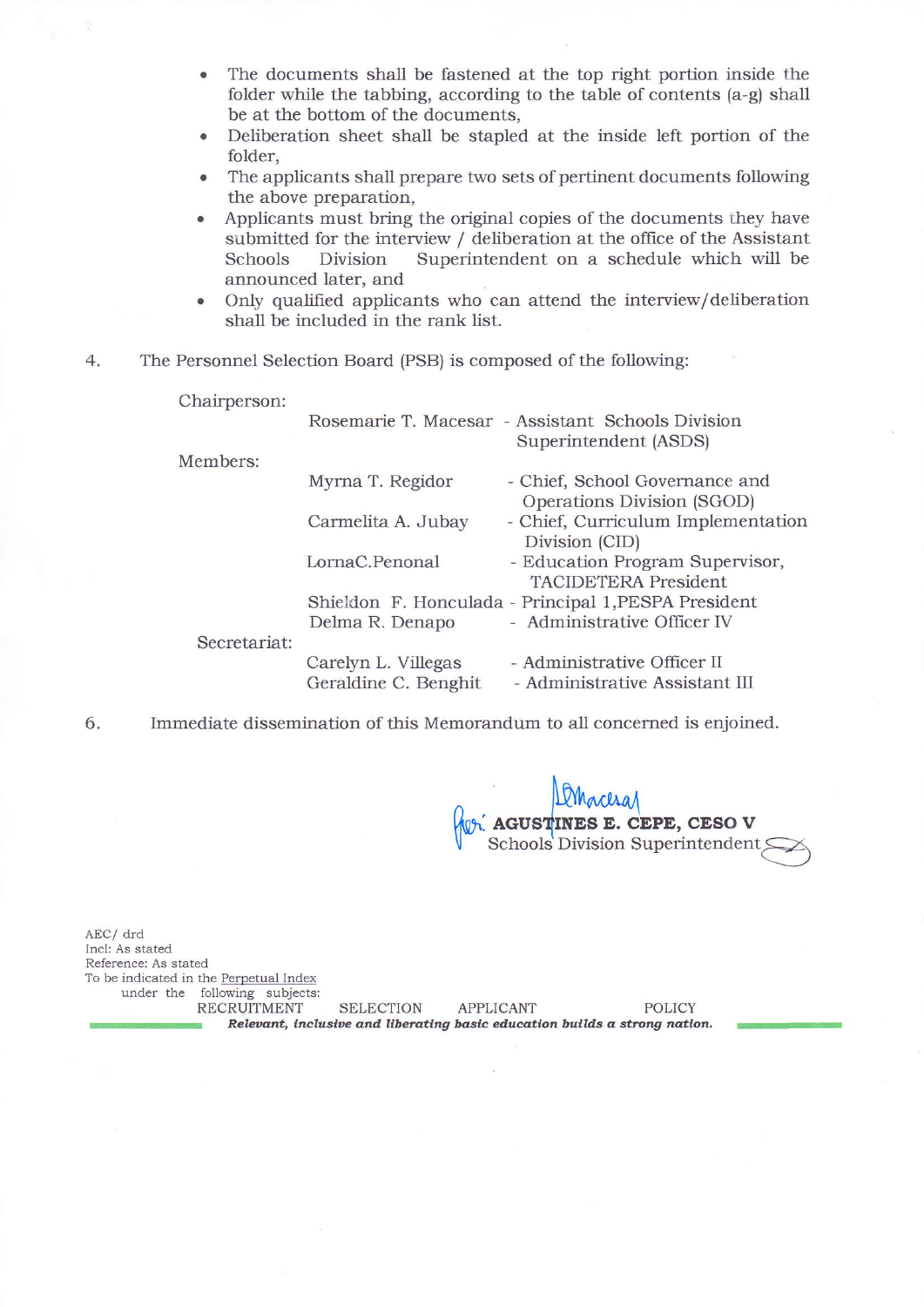- The documents shall be fastened at the top right portion inside the folder while the tabbing, according to the table of contents (a-g) shall be at the bottom of the documents,
- Deliberation sheet shall be stapled at the inside left portion of the folder,
- The applicants shall prepare two sets of pertinent documents following the above preparation,
- Applicants must bring the original copies of the documents they have submitted for the interview / deliberation at the office of the Assistant Schools Division Superintendent on a schedule which will be announced later, and
- Only qualified applicants who can attend the interview/deliberation shall be included in the rank list.

4. The Personnel Selection Board (PSB) is composed of the following:

| | | |
|---|---|---|
| Chairperson: | | |
| | Rosemarie T. Macesar | - Assistant Schools Division Superintendent (ASDS) |
| Members: | | |
| | Myrna T. Regidor | - Chief, School Governance and Operations Division (SGOD) |
| | Carmelita A. Jubay | - Chief, Curriculum Implementation Division (CID) |
| | LornaC.Penonal | - Education Program Supervisor, TACIDETERA President |
| | Shieldon F. Honculada | - Principal 1,PESPA President |
| | Delma R. Denapo | - Administrative Officer IV |
| Secretariat: | | |
| | Carelyn L. Villegas | - Administrative Officer II |
| | Geraldine C. Benghit | - Administrative Assistant III |

6. Immediate dissemination of this Memorandum to all concerned is enjoined.

For: **AGUSTINES E. CEPE, CESO V**
Schools Division Superintendent

AEC/ drd
Incl: As stated
Reference: As stated
To be indicated in the Perpetual Index
under the following subjects:
RECRUITMENT SELECTION APPLICANT POLICY

***Relevant, inclusive and liberating basic education builds a strong nation.***